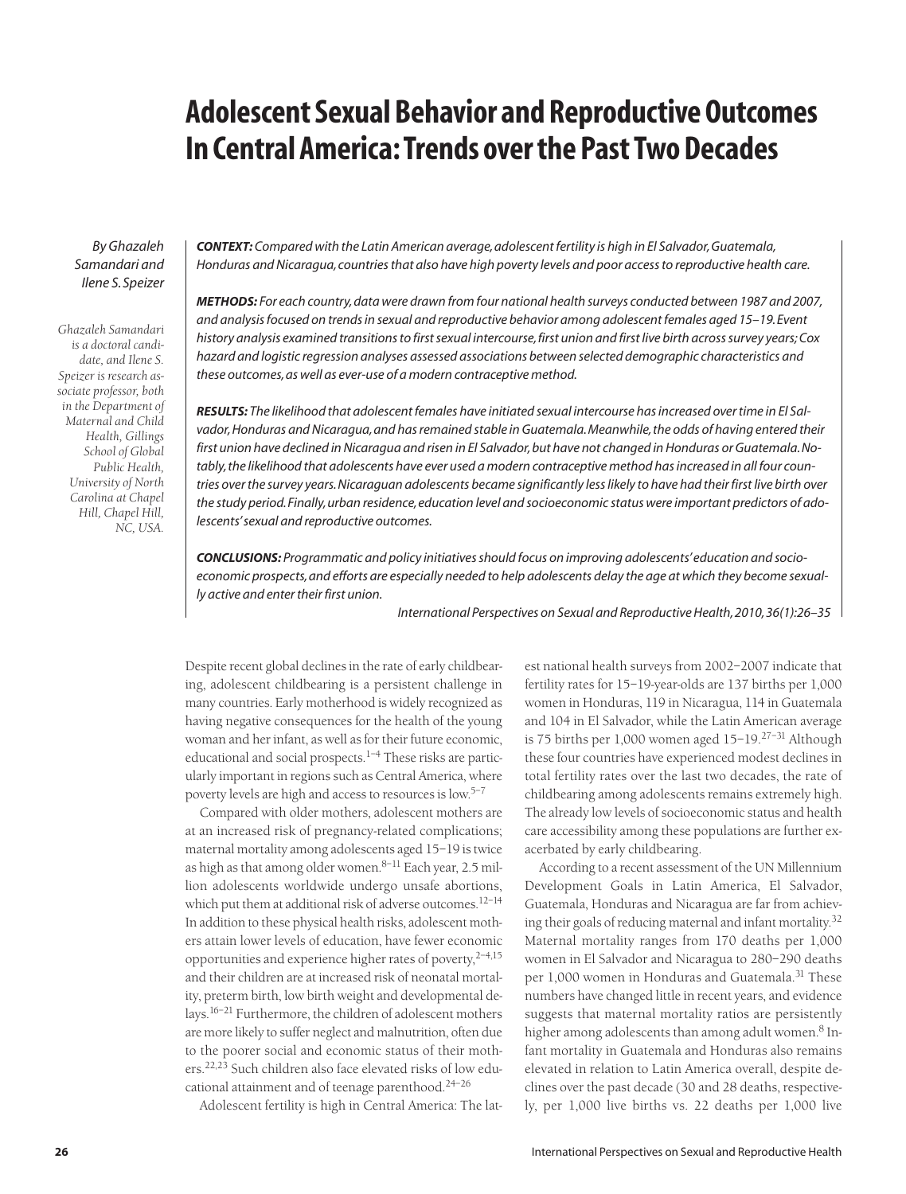# Adolescent Sexual Behavior and Reproductive Outcomes In Central America: Trends over the Past Two Decades

*By Ghazaleh Samandari and Ilene S. Speizer*

*Ghazaleh Samandari is a doctoral candidate, and Ilene S. Speizer is research associate professor, both in the Department of Maternal and Child Health, Gillings School of Global Public Health, University of North Carolina at Chapel Hill, Chapel Hill, NC, USA.*

***CONTEXT:*** *Compared with the Latin American average, adolescent fertility is high in El Salvador, Guatemala, Honduras and Nicaragua, countries that also have high poverty levels and poor access to reproductive health care.*

***METHODS:*** *For each country, data were drawn from four national health surveys conducted between 1987 and 2007, and analysis focused on trends in sexual and reproductive behavior among adolescent females aged 15–19. Event history analysis examined transitions to first sexual intercourse, first union and first live birth across survey years; Cox hazard and logistic regression analyses assessed associations between selected demographic characteristics and these outcomes, as well as ever-use of a modern contraceptive method.*

***RESULTS:*** *The likelihood that adolescent females have initiated sexual intercourse has increased over time in El Salvador, Honduras and Nicaragua, and has remained stable in Guatemala. Meanwhile, the odds of having entered their first union have declined in Nicaragua and risen in El Salvador, but have not changed in Honduras or Guatemala. Notably, the likelihood that adolescents have ever used a modern contraceptive method has increased in all four countries over the survey years. Nicaraguan adolescents became significantly less likely to have had their first live birth over the study period. Finally, urban residence, education level and socioeconomic status were important predictors of adolescents' sexual and reproductive outcomes.*

***CONCLUSIONS:*** *Programmatic and policy initiatives should focus on improving adolescents' education and socioeconomic prospects, and efforts are especially needed to help adolescents delay the age at which they become sexually active and enter their first union.*

*International Perspectives on Sexual and Reproductive Health, 2010, 36(1):26–35*

Despite recent global declines in the rate of early childbearing, adolescent childbearing is a persistent challenge in many countries. Early motherhood is widely recognized as having negative consequences for the health of the young woman and her infant, as well as for their future economic, educational and social prospects.[1–4] These risks are particularly important in regions such as Central America, where poverty levels are high and access to resources is low.[5–7]

Compared with older mothers, adolescent mothers are at an increased risk of pregnancy-related complications; maternal mortality among adolescents aged 15–19 is twice as high as that among older women.[8–11] Each year, 2.5 million adolescents worldwide undergo unsafe abortions, which put them at additional risk of adverse outcomes.[12–14] In addition to these physical health risks, adolescent mothers attain lower levels of education, have fewer economic opportunities and experience higher rates of poverty,[2–4,15] and their children are at increased risk of neonatal mortality, preterm birth, low birth weight and developmental delays.[16–21] Furthermore, the children of adolescent mothers are more likely to suffer neglect and malnutrition, often due to the poorer social and economic status of their mothers.[22,23] Such children also face elevated risks of low educational attainment and of teenage parenthood.[24–26]

Adolescent fertility is high in Central America: The latest national health surveys from 2002–2007 indicate that fertility rates for 15–19-year-olds are 137 births per 1,000 women in Honduras, 119 in Nicaragua, 114 in Guatemala and 104 in El Salvador, while the Latin American average is 75 births per 1,000 women aged 15–19.[27–31] Although these four countries have experienced modest declines in total fertility rates over the last two decades, the rate of childbearing among adolescents remains extremely high. The already low levels of socioeconomic status and health care accessibility among these populations are further exacerbated by early childbearing.

According to a recent assessment of the UN Millennium Development Goals in Latin America, El Salvador, Guatemala, Honduras and Nicaragua are far from achieving their goals of reducing maternal and infant mortality.[32] Maternal mortality ranges from 170 deaths per 1,000 women in El Salvador and Nicaragua to 280–290 deaths per 1,000 women in Honduras and Guatemala.[31] These numbers have changed little in recent years, and evidence suggests that maternal mortality ratios are persistently higher among adolescents than among adult women.[8] Infant mortality in Guatemala and Honduras also remains elevated in relation to Latin America overall, despite declines over the past decade (30 and 28 deaths, respectively, per 1,000 live births vs. 22 deaths per 1,000 live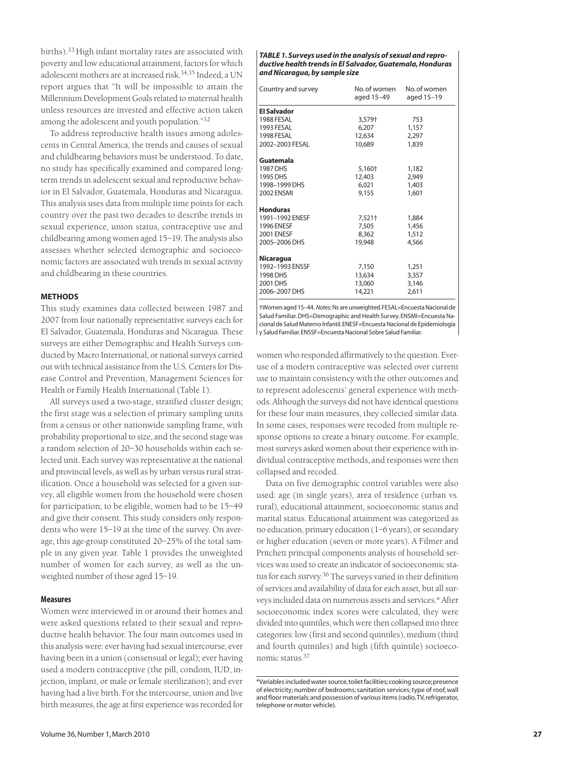births).[33] High infant mortality rates are associated with poverty and low educational attainment, factors for which adolescent mothers are at increased risk.[34,35] Indeed, a UN report argues that "It will be impossible to attain the Millennium Development Goals related to maternal health unless resources are invested and effective action taken among the adolescent and youth population."[32]

To address reproductive health issues among adolescents in Central America, the trends and causes of sexual and childbearing behaviors must be understood. To date, no study has specifically examined and compared long-term trends in adolescent sexual and reproductive behavior in El Salvador, Guatemala, Honduras and Nicaragua. This analysis uses data from multiple time points for each country over the past two decades to describe trends in sexual experience, union status, contraceptive use and childbearing among women aged 15–19. The analysis also assesses whether selected demographic and socioeconomic factors are associated with trends in sexual activity and childbearing in these countries.

## METHODS

This study examines data collected between 1987 and 2007 from four nationally representative surveys each for El Salvador, Guatemala, Honduras and Nicaragua. These surveys are either Demographic and Health Surveys conducted by Macro International, or national surveys carried out with technical assistance from the U.S. Centers for Disease Control and Prevention, Management Sciences for Health or Family Health International (Table 1).

All surveys used a two-stage, stratified cluster design; the first stage was a selection of primary sampling units from a census or other nationwide sampling frame, with probability proportional to size, and the second stage was a random selection of 20–30 households within each selected unit. Each survey was representative at the national and provincial levels, as well as by urban versus rural stratification. Once a household was selected for a given survey, all eligible women from the household were chosen for participation; to be eligible, women had to be 15–49 and give their consent. This study considers only respondents who were 15–19 at the time of the survey. On average, this age-group constituted 20–25% of the total sample in any given year. Table 1 provides the unweighted number of women for each survey, as well as the unweighted number of those aged 15–19.

**TABLE 1. Surveys used in the analysis of sexual and reproductive health trends in El Salvador, Guatemala, Honduras and Nicaragua, by sample size**

| Country and survey | No. of women aged 15–49 | No. of women aged 15–19 |
|---|---|---|
| **El Salvador** | | |
| 1988 FESAL | 3,579† | 753 |
| 1993 FESAL | 6,207 | 1,157 |
| 1998 FESAL | 12,634 | 2,297 |
| 2002–2003 FESAL | 10,689 | 1,839 |
| **Guatemala** | | |
| 1987 DHS | 5,160† | 1,182 |
| 1995 DHS | 12,403 | 2,949 |
| 1998–1999 DHS | 6,021 | 1,403 |
| 2002 ENSMI | 9,155 | 1,601 |
| **Honduras** | | |
| 1991–1992 ENESF | 7,521† | 1,884 |
| 1996 ENESF | 7,505 | 1,456 |
| 2001 ENESF | 8,362 | 1,512 |
| 2005–2006 DHS | 19,948 | 4,566 |
| **Nicaragua** | | |
| 1992–1993 ENSSF | 7,150 | 1,251 |
| 1998 DHS | 13,634 | 3,357 |
| 2001 DHS | 13,060 | 3,146 |
| 2006–2007 DHS | 14,221 | 2,611 |

†Women aged 15–44. *Notes:* Ns are unweighted. FESAL=Encuesta Nacional de Salud Familiar. DHS=Demographic and Health Survey. ENSMI=Encuesta Nacional de Salud Materno Infantil. ENESF=Encuesta Nacional de Epidemiología y Salud Familiar. ENSSF=Encuesta Nacional Sobre Salud Familiar.

### Measures

Women were interviewed in or around their homes and were asked questions related to their sexual and reproductive health behavior. The four main outcomes used in this analysis were: ever having had sexual intercourse; ever having been in a union (consensual or legal); ever having used a modern contraceptive (the pill, condom, IUD, injection, implant, or male or female sterilization); and ever having had a live birth. For the intercourse, union and live birth measures, the age at first experience was recorded for women who responded affirmatively to the question. Ever-use of a modern contraceptive was selected over current use to maintain consistency with the other outcomes and to represent adolescents' general experience with methods. Although the surveys did not have identical questions for these four main measures, they collected similar data. In some cases, responses were recoded from multiple response options to create a binary outcome. For example, most surveys asked women about their experience with individual contraceptive methods, and responses were then collapsed and recoded.

Data on five demographic control variables were also used: age (in single years), area of residence (urban vs. rural), educational attainment, socioeconomic status and marital status. Educational attainment was categorized as no education, primary education (1–6 years), or secondary or higher education (seven or more years). A Filmer and Pritchett principal components analysis of household services was used to create an indicator of socioeconomic status for each survey.[36] The surveys varied in their definition of services and availability of data for each asset, but all surveys included data on numerous assets and services.* After socioeconomic index scores were calculated, they were divided into quintiles, which were then collapsed into three categories: low (first and second quintiles), medium (third and fourth quintiles) and high (fifth quintile) socioeconomic status.[37]

*Variables included water source, toilet facilities; cooking source; presence of electricity; number of bedrooms; sanitation services; type of roof, wall and floor materials; and possession of various items (radio, TV, refrigerator, telephone or motor vehicle).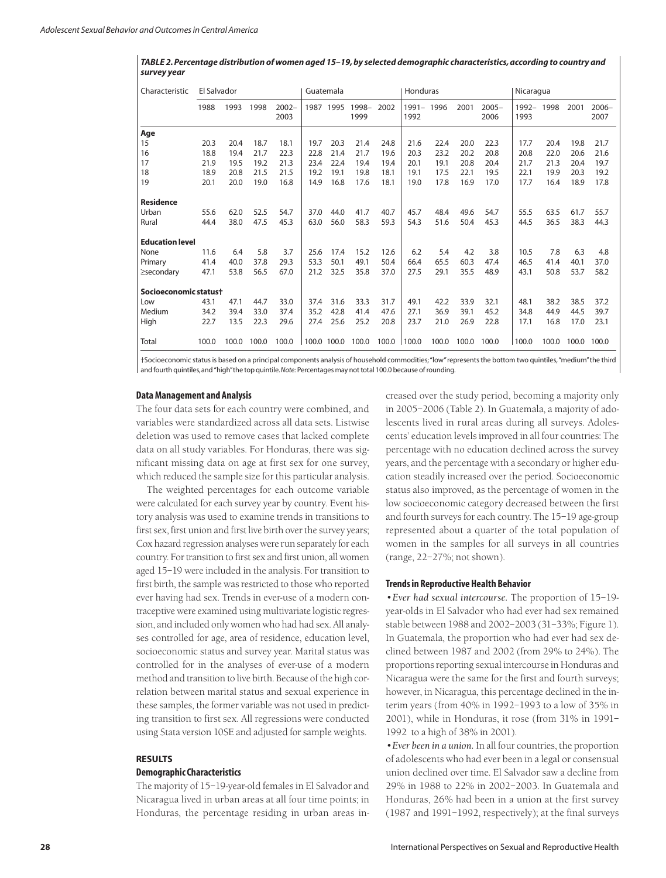**TABLE 2. Percentage distribution of women aged 15–19, by selected demographic characteristics, according to country and survey year**

| Characteristic | El Salvador | | | | Guatemala | | | | Honduras | | | | Nicaragua | | | |
|---|---|---|---|---|---|---|---|---|---|---|---|---|---|---|---|---|
| | 1988 | 1993 | 1998 | 2002–2003 | 1987 | 1995 | 1998–1999 | 2002 | 1991–1992 | 1996 | 2001 | 2005–2006 | 1992–1993 | 1998 | 2001 | 2006–2007 |
| **Age** | | | | | | | | | | | | | | | | |
| 15 | 20.3 | 20.4 | 18.7 | 18.1 | 19.7 | 20.3 | 21.4 | 24.8 | 21.6 | 22.4 | 20.0 | 22.3 | 17.7 | 20.4 | 19.8 | 21.7 |
| 16 | 18.8 | 19.4 | 21.7 | 22.3 | 22.8 | 21.4 | 21.7 | 19.6 | 20.3 | 23.2 | 20.2 | 20.8 | 20.8 | 22.0 | 20.6 | 21.6 |
| 17 | 21.9 | 19.5 | 19.2 | 21.3 | 23.4 | 22.4 | 19.4 | 19.4 | 20.1 | 19.1 | 20.8 | 20.4 | 21.7 | 21.3 | 20.4 | 19.7 |
| 18 | 18.9 | 20.8 | 21.5 | 21.5 | 19.2 | 19.1 | 19.8 | 18.1 | 19.1 | 17.5 | 22.1 | 19.5 | 22.1 | 19.9 | 20.3 | 19.2 |
| 19 | 20.1 | 20.0 | 19.0 | 16.8 | 14.9 | 16.8 | 17.6 | 18.1 | 19.0 | 17.8 | 16.9 | 17.0 | 17.7 | 16.4 | 18.9 | 17.8 |
| **Residence** | | | | | | | | | | | | | | | | |
| Urban | 55.6 | 62.0 | 52.5 | 54.7 | 37.0 | 44.0 | 41.7 | 40.7 | 45.7 | 48.4 | 49.6 | 54.7 | 55.5 | 63.5 | 61.7 | 55.7 |
| Rural | 44.4 | 38.0 | 47.5 | 45.3 | 63.0 | 56.0 | 58.3 | 59.3 | 54.3 | 51.6 | 50.4 | 45.3 | 44.5 | 36.5 | 38.3 | 44.3 |
| **Education level** | | | | | | | | | | | | | | | | |
| None | 11.6 | 6.4 | 5.8 | 3.7 | 25.6 | 17.4 | 15.2 | 12.6 | 6.2 | 5.4 | 4.2 | 3.8 | 10.5 | 7.8 | 6.3 | 4.8 |
| Primary | 41.4 | 40.0 | 37.8 | 29.3 | 53.3 | 50.1 | 49.1 | 50.4 | 66.4 | 65.5 | 60.3 | 47.4 | 46.5 | 41.4 | 40.1 | 37.0 |
| ≥secondary | 47.1 | 53.8 | 56.5 | 67.0 | 21.2 | 32.5 | 35.8 | 37.0 | 27.5 | 29.1 | 35.5 | 48.9 | 43.1 | 50.8 | 53.7 | 58.2 |
| **Socioeconomic status†** | | | | | | | | | | | | | | | | |
| Low | 43.1 | 47.1 | 44.7 | 33.0 | 37.4 | 31.6 | 33.3 | 31.7 | 49.1 | 42.2 | 33.9 | 32.1 | 48.1 | 38.2 | 38.5 | 37.2 |
| Medium | 34.2 | 39.4 | 33.0 | 37.4 | 35.2 | 42.8 | 41.4 | 47.6 | 27.1 | 36.9 | 39.1 | 45.2 | 34.8 | 44.9 | 44.5 | 39.7 |
| High | 22.7 | 13.5 | 22.3 | 29.6 | 27.4 | 25.6 | 25.2 | 20.8 | 23.7 | 21.0 | 26.9 | 22.8 | 17.1 | 16.8 | 17.0 | 23.1 |
| Total | 100.0 | 100.0 | 100.0 | 100.0 | 100.0 | 100.0 | 100.0 | 100.0 | 100.0 | 100.0 | 100.0 | 100.0 | 100.0 | 100.0 | 100.0 | 100.0 |

†Socioeconomic status is based on a principal components analysis of household commodities; "low" represents the bottom two quintiles, "medium" the third and fourth quintiles, and "high" the top quintile. *Note:* Percentages may not total 100.0 because of rounding.

### Data Management and Analysis

The four data sets for each country were combined, and variables were standardized across all data sets. Listwise deletion was used to remove cases that lacked complete data on all study variables. For Honduras, there was significant missing data on age at first sex for one survey, which reduced the sample size for this particular analysis.

The weighted percentages for each outcome variable were calculated for each survey year by country. Event history analysis was used to examine trends in transitions to first sex, first union and first live birth over the survey years; Cox hazard regression analyses were run separately for each country. For transition to first sex and first union, all women aged 15–19 were included in the analysis. For transition to first birth, the sample was restricted to those who reported ever having had sex. Trends in ever-use of a modern contraceptive were examined using multivariate logistic regression, and included only women who had had sex. All analyses controlled for age, area of residence, education level, socioeconomic status and survey year. Marital status was controlled for in the analyses of ever-use of a modern method and transition to live birth. Because of the high correlation between marital status and sexual experience in these samples, the former variable was not used in predicting transition to first sex. All regressions were conducted using Stata version 10SE and adjusted for sample weights.

## RESULTS

### Demographic Characteristics

The majority of 15–19-year-old females in El Salvador and Nicaragua lived in urban areas at all four time points; in Honduras, the percentage residing in urban areas increased over the study period, becoming a majority only in 2005–2006 (Table 2). In Guatemala, a majority of adolescents lived in rural areas during all surveys. Adolescents' education levels improved in all four countries: The percentage with no education declined across the survey years, and the percentage with a secondary or higher education steadily increased over the period. Socioeconomic status also improved, as the percentage of women in the low socioeconomic category decreased between the first and fourth surveys for each country. The 15–19 age-group represented about a quarter of the total population of women in the samples for all surveys in all countries (range, 22–27%; not shown).

### Trends in Reproductive Health Behavior

• *Ever had sexual intercourse.* The proportion of 15–19-year-olds in El Salvador who had ever had sex remained stable between 1988 and 2002–2003 (31–33%; Figure 1). In Guatemala, the proportion who had ever had sex declined between 1987 and 2002 (from 29% to 24%). The proportions reporting sexual intercourse in Honduras and Nicaragua were the same for the first and fourth surveys; however, in Nicaragua, this percentage declined in the interim years (from 40% in 1992–1993 to a low of 35% in 2001), while in Honduras, it rose (from 31% in 1991–1992 to a high of 38% in 2001).

• *Ever been in a union.* In all four countries, the proportion of adolescents who had ever been in a legal or consensual union declined over time. El Salvador saw a decline from 29% in 1988 to 22% in 2002–2003. In Guatemala and Honduras, 26% had been in a union at the first survey (1987 and 1991–1992, respectively); at the final surveys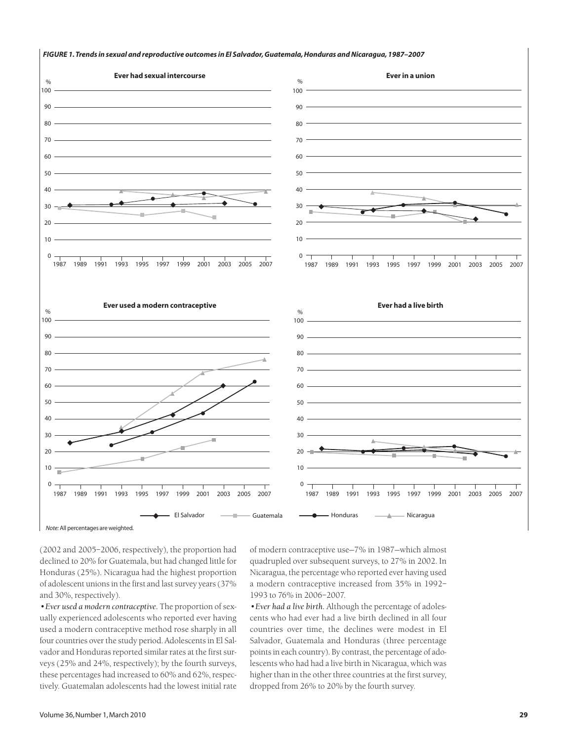***FIGURE 1. Trends in sexual and reproductive outcomes in El Salvador, Guatemala, Honduras and Nicaragua, 1987–2007***

*Note:* All percentages are weighted.

(2002 and 2005–2006, respectively), the proportion had declined to 20% for Guatemala, but had changed little for Honduras (25%). Nicaragua had the highest proportion of adolescent unions in the first and last survey years (37% and 30%, respectively).

• *Ever used a modern contraceptive.* The proportion of sexually experienced adolescents who reported ever having used a modern contraceptive method rose sharply in all four countries over the study period. Adolescents in El Salvador and Honduras reported similar rates at the first surveys (25% and 24%, respectively); by the fourth surveys, these percentages had increased to 60% and 62%, respectively. Guatemalan adolescents had the lowest initial rate of modern contraceptive use—7% in 1987—which almost quadrupled over subsequent surveys, to 27% in 2002. In Nicaragua, the percentage who reported ever having used a modern contraceptive increased from 35% in 1992–1993 to 76% in 2006–2007.

• *Ever had a live birth.* Although the percentage of adolescents who had ever had a live birth declined in all four countries over time, the declines were modest in El Salvador, Guatemala and Honduras (three percentage points in each country). By contrast, the percentage of adolescents who had had a live birth in Nicaragua, which was higher than in the other three countries at the first survey, dropped from 26% to 20% by the fourth survey.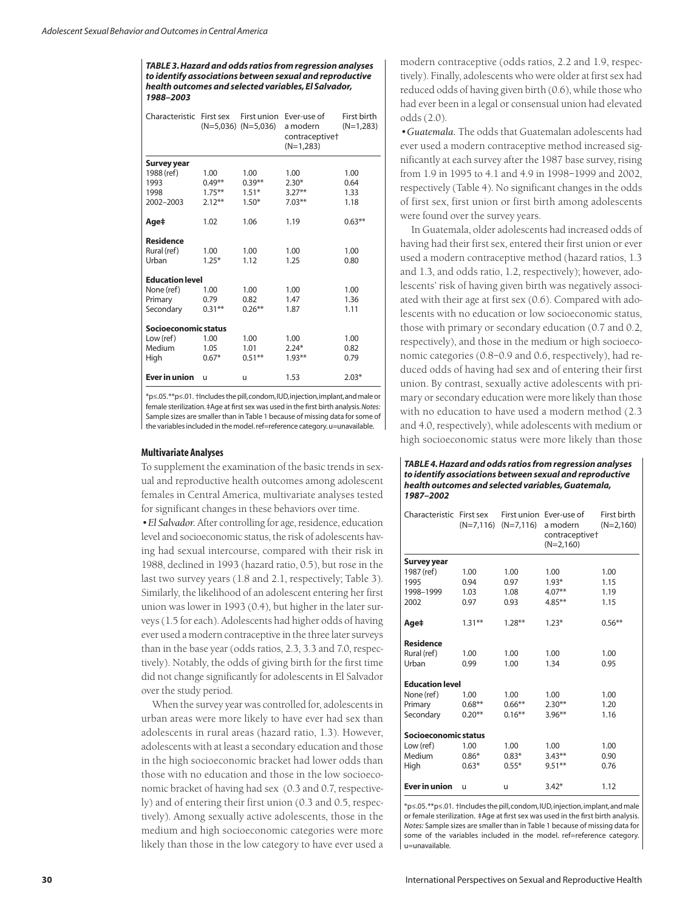**TABLE 3. Hazard and odds ratios from regression analyses to identify associations between sexual and reproductive health outcomes and selected variables, El Salvador, 1988–2003**

| Characteristic | First sex (N=5,036) | First union (N=5,036) | Ever-use of a modern contraceptive† (N=1,283) | First birth (N=1,283) |
|---|---|---|---|---|
| **Survey year** | | | | |
| 1988 (ref) | 1.00 | 1.00 | 1.00 | 1.00 |
| 1993 | 0.49** | 0.39** | 2.30* | 0.64 |
| 1998 | 1.75** | 1.51* | 3.27** | 1.33 |
| 2002–2003 | 2.12** | 1.50* | 7.03** | 1.18 |
| **Age‡** | 1.02 | 1.06 | 1.19 | 0.63** |
| **Residence** | | | | |
| Rural (ref) | 1.00 | 1.00 | 1.00 | 1.00 |
| Urban | 1.25* | 1.12 | 1.25 | 0.80 |
| **Education level** | | | | |
| None (ref) | 1.00 | 1.00 | 1.00 | 1.00 |
| Primary | 0.79 | 0.82 | 1.47 | 1.36 |
| Secondary | 0.31** | 0.26** | 1.87 | 1.11 |
| **Socioeconomic status** | | | | |
| Low (ref) | 1.00 | 1.00 | 1.00 | 1.00 |
| Medium | 1.05 | 1.01 | 2.24* | 0.82 |
| High | 0.67* | 0.51** | 1.93** | 0.79 |
| **Ever in union** | u | u | 1.53 | 2.03* |

*p≤.05. **p≤.01. †Includes the pill, condom, IUD, injection, implant, and male or female sterilization. ‡Age at first sex was used in the first birth analysis. *Notes:* Sample sizes are smaller than in Table 1 because of missing data for some of the variables included in the model. ref=reference category. u=unavailable.

## Multivariate Analyses

To supplement the examination of the basic trends in sexual and reproductive health outcomes among adolescent females in Central America, multivariate analyses tested for significant changes in these behaviors over time.

• *El Salvador.* After controlling for age, residence, education level and socioeconomic status, the risk of adolescents having had sexual intercourse, compared with their risk in 1988, declined in 1993 (hazard ratio, 0.5), but rose in the last two survey years (1.8 and 2.1, respectively; Table 3). Similarly, the likelihood of an adolescent entering her first union was lower in 1993 (0.4), but higher in the later surveys (1.5 for each). Adolescents had higher odds of having ever used a modern contraceptive in the three later surveys than in the base year (odds ratios, 2.3, 3.3 and 7.0, respectively). Notably, the odds of giving birth for the first time did not change significantly for adolescents in El Salvador over the study period.

When the survey year was controlled for, adolescents in urban areas were more likely to have ever had sex than adolescents in rural areas (hazard ratio, 1.3). However, adolescents with at least a secondary education and those in the high socioeconomic bracket had lower odds than those with no education and those in the low socioeconomic bracket of having had sex (0.3 and 0.7, respectively) and of entering their first union (0.3 and 0.5, respectively). Among sexually active adolescents, those in the medium and high socioeconomic categories were more likely than those in the low category to have ever used a modern contraceptive (odds ratios, 2.2 and 1.9, respectively). Finally, adolescents who were older at first sex had reduced odds of having given birth (0.6), while those who had ever been in a legal or consensual union had elevated odds (2.0).

• *Guatemala.* The odds that Guatemalan adolescents had ever used a modern contraceptive method increased significantly at each survey after the 1987 base survey, rising from 1.9 in 1995 to 4.1 and 4.9 in 1998–1999 and 2002, respectively (Table 4). No significant changes in the odds of first sex, first union or first birth among adolescents were found over the survey years.

In Guatemala, older adolescents had increased odds of having had their first sex, entered their first union or ever used a modern contraceptive method (hazard ratios, 1.3 and 1.3, and odds ratio, 1.2, respectively); however, adolescents' risk of having given birth was negatively associated with their age at first sex (0.6). Compared with adolescents with no education or low socioeconomic status, those with primary or secondary education (0.7 and 0.2, respectively), and those in the medium or high socioeconomic categories (0.8–0.9 and 0.6, respectively), had reduced odds of having had sex and of entering their first union. By contrast, sexually active adolescents with primary or secondary education were more likely than those with no education to have used a modern method (2.3 and 4.0, respectively), while adolescents with medium or high socioeconomic status were more likely than those

**TABLE 4. Hazard and odds ratios from regression analyses to identify associations between sexual and reproductive health outcomes and selected variables, Guatemala, 1987–2002**

| Characteristic | First sex (N=7,116) | First union (N=7,116) | Ever-use of a modern contraceptive† (N=2,160) | First birth (N=2,160) |
|---|---|---|---|---|
| **Survey year** | | | | |
| 1987 (ref) | 1.00 | 1.00 | 1.00 | 1.00 |
| 1995 | 0.94 | 0.97 | 1.93* | 1.15 |
| 1998–1999 | 1.03 | 1.08 | 4.07** | 1.19 |
| 2002 | 0.97 | 0.93 | 4.85** | 1.15 |
| **Age‡** | 1.31** | 1.28** | 1.23* | 0.56** |
| **Residence** | | | | |
| Rural (ref) | 1.00 | 1.00 | 1.00 | 1.00 |
| Urban | 0.99 | 1.00 | 1.34 | 0.95 |
| **Education level** | | | | |
| None (ref) | 1.00 | 1.00 | 1.00 | 1.00 |
| Primary | 0.68** | 0.66** | 2.30** | 1.20 |
| Secondary | 0.20** | 0.16** | 3.96** | 1.16 |
| **Socioeconomic status** | | | | |
| Low (ref) | 1.00 | 1.00 | 1.00 | 1.00 |
| Medium | 0.86* | 0.83* | 3.43** | 0.90 |
| High | 0.63* | 0.55* | 9.51** | 0.76 |
| **Ever in union** | u | u | 3.42* | 1.12 |

*p≤.05. **p≤.01. †Includes the pill, condom, IUD, injection, implant, and male or female sterilization. ‡Age at first sex was used in the first birth analysis. *Notes:* Sample sizes are smaller than in Table 1 because of missing data for some of the variables included in the model. ref=reference category. u=unavailable.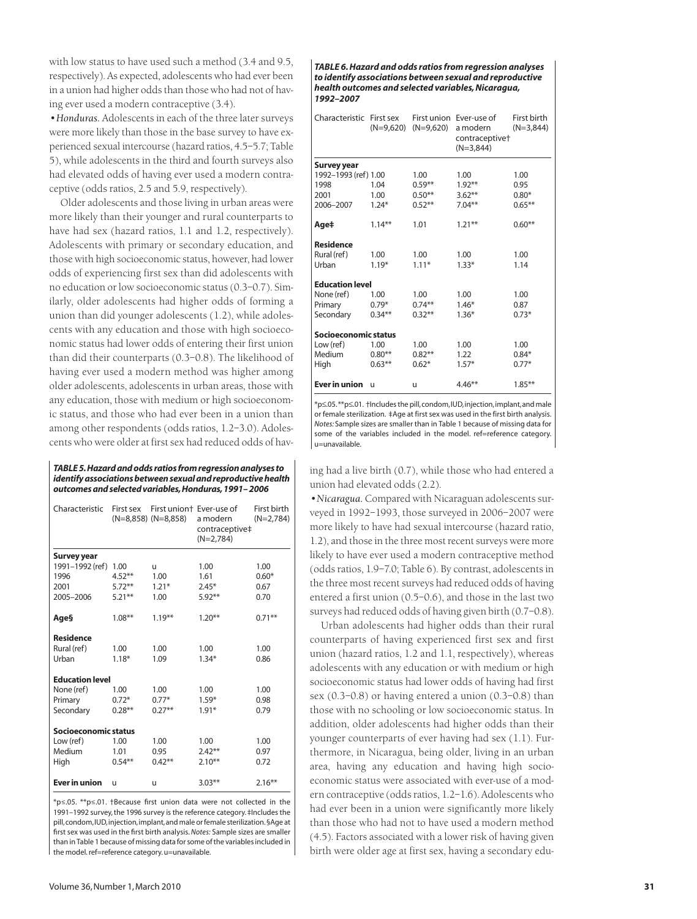with low status to have used such a method (3.4 and 9.5, respectively). As expected, adolescents who had ever been in a union had higher odds than those who had not of having ever used a modern contraceptive (3.4).

• *Honduras.* Adolescents in each of the three later surveys were more likely than those in the base survey to have experienced sexual intercourse (hazard ratios, 4.5–5.7; Table 5), while adolescents in the third and fourth surveys also had elevated odds of having ever used a modern contraceptive (odds ratios, 2.5 and 5.9, respectively).

Older adolescents and those living in urban areas were more likely than their younger and rural counterparts to have had sex (hazard ratios, 1.1 and 1.2, respectively). Adolescents with primary or secondary education, and those with high socioeconomic status, however, had lower odds of experiencing first sex than did adolescents with no education or low socioeconomic status (0.3–0.7). Similarly, older adolescents had higher odds of forming a union than did younger adolescents (1.2), while adolescents with any education and those with high socioeconomic status had lower odds of entering their first union than did their counterparts (0.3–0.8). The likelihood of having ever used a modern method was higher among older adolescents, adolescents in urban areas, those with any education, those with medium or high socioeconomic status, and those who had ever been in a union than among other respondents (odds ratios, 1.2–3.0). Adolescents who were older at first sex had reduced odds of having had a live birth (0.7), while those who had entered a union had elevated odds (2.2).

**TABLE 5. Hazard and odds ratios from regression analyses to identify associations between sexual and reproductive health outcomes and selected variables, Honduras, 1991–2006**

| Characteristic | First sex (N=8,858) | First union† (N=8,858) | Ever-use of a modern contraceptive‡ (N=2,784) | First birth (N=2,784) |
|---|---|---|---|---|
| **Survey year** | | | | |
| 1991–1992 (ref) | 1.00 | u | 1.00 | 1.00 |
| 1996 | 4.52** | 1.00 | 1.61 | 0.60* |
| 2001 | 5.72** | 1.21* | 2.45* | 0.67 |
| 2005–2006 | 5.21** | 1.00 | 5.92** | 0.70 |
| **Age§** | 1.08** | 1.19** | 1.20** | 0.71** |
| **Residence** | | | | |
| Rural (ref) | 1.00 | 1.00 | 1.00 | 1.00 |
| Urban | 1.18* | 1.09 | 1.34* | 0.86 |
| **Education level** | | | | |
| None (ref) | 1.00 | 1.00 | 1.00 | 1.00 |
| Primary | 0.72* | 0.77* | 1.59* | 0.98 |
| Secondary | 0.28** | 0.27** | 1.91* | 0.79 |
| **Socioeconomic status** | | | | |
| Low (ref) | 1.00 | 1.00 | 1.00 | 1.00 |
| Medium | 1.01 | 0.95 | 2.42** | 0.97 |
| High | 0.54** | 0.42** | 2.10** | 0.72 |
| **Ever in union** | u | u | 3.03** | 2.16** |

*p≤.05. **p≤.01. †Because first union data were not collected in the 1991–1992 survey, the 1996 survey is the reference category. ‡Includes the pill, condom, IUD, injection, implant, and male or female sterilization. §Age at first sex was used in the first birth analysis. *Notes:* Sample sizes are smaller than in Table 1 because of missing data for some of the variables included in the model. ref=reference category. u=unavailable.

• *Nicaragua.* Compared with Nicaraguan adolescents surveyed in 1992–1993, those surveyed in 2006–2007 were more likely to have had sexual intercourse (hazard ratio, 1.2), and those in the three most recent surveys were more likely to have ever used a modern contraceptive method (odds ratios, 1.9–7.0; Table 6). By contrast, adolescents in the three most recent surveys had reduced odds of having entered a first union (0.5–0.6), and those in the last two surveys had reduced odds of having given birth (0.7–0.8).

Urban adolescents had higher odds than their rural counterparts of having experienced first sex and first union (hazard ratios, 1.2 and 1.1, respectively), whereas adolescents with any education or with medium or high socioeconomic status had lower odds of having had first sex (0.3–0.8) or having entered a union (0.3–0.8) than those with no schooling or low socioeconomic status. In addition, older adolescents had higher odds than their younger counterparts of ever having had sex (1.1). Furthermore, in Nicaragua, being older, living in an urban area, having any education and having high socioeconomic status were associated with ever-use of a modern contraceptive (odds ratios, 1.2–1.6). Adolescents who had ever been in a union were significantly more likely than those who had not to have used a modern method (4.5). Factors associated with a lower risk of having given birth were older age at first sex, having a secondary edu-

**TABLE 6. Hazard and odds ratios from regression analyses to identify associations between sexual and reproductive health outcomes and selected variables, Nicaragua, 1992–2007**

| Characteristic | First sex (N=9,620) | First union (N=9,620) | Ever-use of a modern contraceptive† (N=3,844) | First birth (N=3,844) |
|---|---|---|---|---|
| **Survey year** | | | | |
| 1992–1993 (ref) | 1.00 | 1.00 | 1.00 | 1.00 |
| 1998 | 1.04 | 0.59** | 1.92** | 0.95 |
| 2001 | 1.00 | 0.50** | 3.62** | 0.80* |
| 2006–2007 | 1.24* | 0.52** | 7.04** | 0.65** |
| **Age‡** | 1.14** | 1.01 | 1.21** | 0.60** |
| **Residence** | | | | |
| Rural (ref) | 1.00 | 1.00 | 1.00 | 1.00 |
| Urban | 1.19* | 1.11* | 1.33* | 1.14 |
| **Education level** | | | | |
| None (ref) | 1.00 | 1.00 | 1.00 | 1.00 |
| Primary | 0.79* | 0.74** | 1.46* | 0.87 |
| Secondary | 0.34** | 0.32** | 1.36* | 0.73* |
| **Socioeconomic status** | | | | |
| Low (ref) | 1.00 | 1.00 | 1.00 | 1.00 |
| Medium | 0.80** | 0.82** | 1.22 | 0.84* |
| High | 0.63** | 0.62* | 1.57* | 0.77* |
| **Ever in union** | u | u | 4.46** | 1.85** |

*p≤.05. **p≤.01. †Includes the pill, condom, IUD, injection, implant, and male or female sterilization. ‡Age at first sex was used in the first birth analysis. *Notes:* Sample sizes are smaller than in Table 1 because of missing data for some of the variables included in the model. ref=reference category. u=unavailable.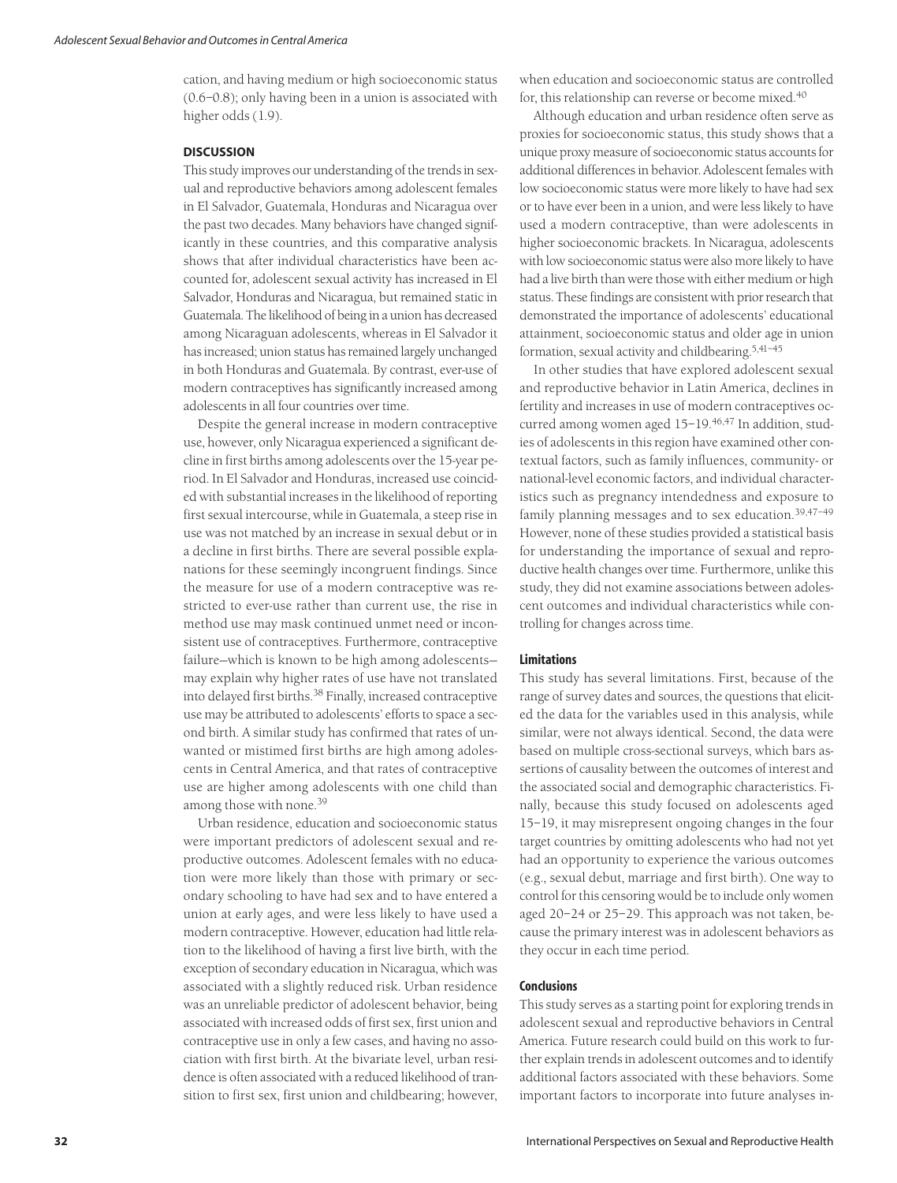cation, and having medium or high socioeconomic status (0.6–0.8); only having been in a union is associated with higher odds (1.9).

## DISCUSSION

This study improves our understanding of the trends in sexual and reproductive behaviors among adolescent females in El Salvador, Guatemala, Honduras and Nicaragua over the past two decades. Many behaviors have changed significantly in these countries, and this comparative analysis shows that after individual characteristics have been accounted for, adolescent sexual activity has increased in El Salvador, Honduras and Nicaragua, but remained static in Guatemala. The likelihood of being in a union has decreased among Nicaraguan adolescents, whereas in El Salvador it has increased; union status has remained largely unchanged in both Honduras and Guatemala. By contrast, ever-use of modern contraceptives has significantly increased among adolescents in all four countries over time.

Despite the general increase in modern contraceptive use, however, only Nicaragua experienced a significant decline in first births among adolescents over the 15-year period. In El Salvador and Honduras, increased use coincided with substantial increases in the likelihood of reporting first sexual intercourse, while in Guatemala, a steep rise in use was not matched by an increase in sexual debut or in a decline in first births. There are several possible explanations for these seemingly incongruent findings. Since the measure for use of a modern contraceptive was restricted to ever-use rather than current use, the rise in method use may mask continued unmet need or inconsistent use of contraceptives. Furthermore, contraceptive failure—which is known to be high among adolescents—may explain why higher rates of use have not translated into delayed first births.[38] Finally, increased contraceptive use may be attributed to adolescents' efforts to space a second birth. A similar study has confirmed that rates of unwanted or mistimed first births are high among adolescents in Central America, and that rates of contraceptive use are higher among adolescents with one child than among those with none.[39]

Urban residence, education and socioeconomic status were important predictors of adolescent sexual and reproductive outcomes. Adolescent females with no education were more likely than those with primary or secondary schooling to have had sex and to have entered a union at early ages, and were less likely to have used a modern contraceptive. However, education had little relation to the likelihood of having a first live birth, with the exception of secondary education in Nicaragua, which was associated with a slightly reduced risk. Urban residence was an unreliable predictor of adolescent behavior, being associated with increased odds of first sex, first union and contraceptive use in only a few cases, and having no association with first birth. At the bivariate level, urban residence is often associated with a reduced likelihood of transition to first sex, first union and childbearing; however, when education and socioeconomic status are controlled for, this relationship can reverse or become mixed.[40]

Although education and urban residence often serve as proxies for socioeconomic status, this study shows that a unique proxy measure of socioeconomic status accounts for additional differences in behavior. Adolescent females with low socioeconomic status were more likely to have had sex or to have ever been in a union, and were less likely to have used a modern contraceptive, than were adolescents in higher socioeconomic brackets. In Nicaragua, adolescents with low socioeconomic status were also more likely to have had a live birth than were those with either medium or high status. These findings are consistent with prior research that demonstrated the importance of adolescents' educational attainment, socioeconomic status and older age in union formation, sexual activity and childbearing.[5,41–45]

In other studies that have explored adolescent sexual and reproductive behavior in Latin America, declines in fertility and increases in use of modern contraceptives occurred among women aged 15–19.[46,47] In addition, studies of adolescents in this region have examined other contextual factors, such as family influences, community- or national-level economic factors, and individual characteristics such as pregnancy intendedness and exposure to family planning messages and to sex education.[39,47–49] However, none of these studies provided a statistical basis for understanding the importance of sexual and reproductive health changes over time. Furthermore, unlike this study, they did not examine associations between adolescent outcomes and individual characteristics while controlling for changes across time.

### Limitations

This study has several limitations. First, because of the range of survey dates and sources, the questions that elicited the data for the variables used in this analysis, while similar, were not always identical. Second, the data were based on multiple cross-sectional surveys, which bars assertions of causality between the outcomes of interest and the associated social and demographic characteristics. Finally, because this study focused on adolescents aged 15–19, it may misrepresent ongoing changes in the four target countries by omitting adolescents who had not yet had an opportunity to experience the various outcomes (e.g., sexual debut, marriage and first birth). One way to control for this censoring would be to include only women aged 20–24 or 25–29. This approach was not taken, because the primary interest was in adolescent behaviors as they occur in each time period.

### Conclusions

This study serves as a starting point for exploring trends in adolescent sexual and reproductive behaviors in Central America. Future research could build on this work to further explain trends in adolescent outcomes and to identify additional factors associated with these behaviors. Some important factors to incorporate into future analyses in-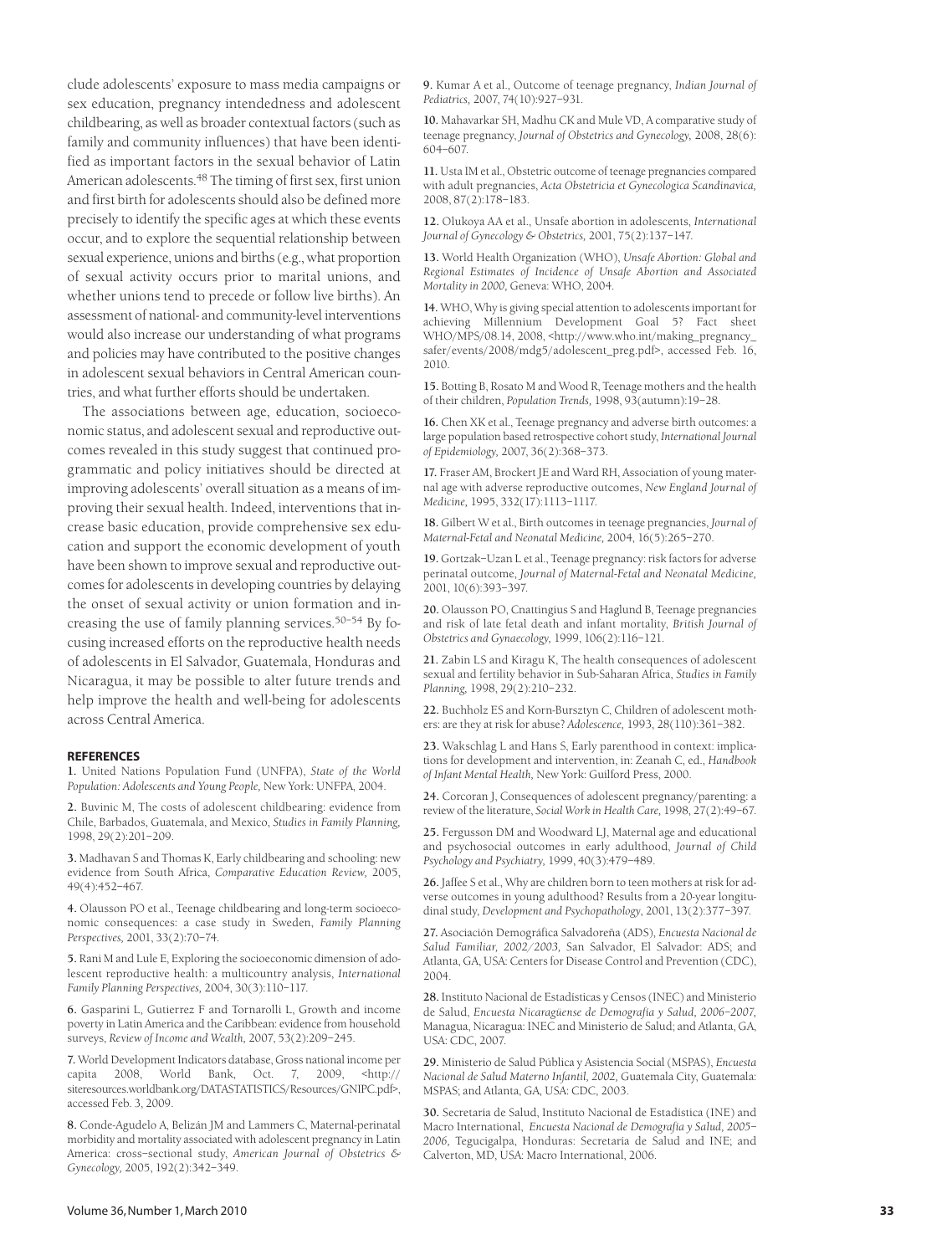clude adolescents' exposure to mass media campaigns or sex education, pregnancy intendedness and adolescent childbearing, as well as broader contextual factors (such as family and community influences) that have been identified as important factors in the sexual behavior of Latin American adolescents.[48] The timing of first sex, first union and first birth for adolescents should also be defined more precisely to identify the specific ages at which these events occur, and to explore the sequential relationship between sexual experience, unions and births (e.g., what proportion of sexual activity occurs prior to marital unions, and whether unions tend to precede or follow live births). An assessment of national- and community-level interventions would also increase our understanding of what programs and policies may have contributed to the positive changes in adolescent sexual behaviors in Central American countries, and what further efforts should be undertaken.

The associations between age, education, socioeconomic status, and adolescent sexual and reproductive outcomes revealed in this study suggest that continued programmatic and policy initiatives should be directed at improving adolescents' overall situation as a means of improving their sexual health. Indeed, interventions that increase basic education, provide comprehensive sex education and support the economic development of youth have been shown to improve sexual and reproductive outcomes for adolescents in developing countries by delaying the onset of sexual activity or union formation and increasing the use of family planning services.[50–54] By focusing increased efforts on the reproductive health needs of adolescents in El Salvador, Guatemala, Honduras and Nicaragua, it may be possible to alter future trends and help improve the health and well-being for adolescents across Central America.

## REFERENCES

**1.** United Nations Population Fund (UNFPA), *State of the World Population: Adolescents and Young People,* New York: UNFPA, 2004.

**2.** Buvinic M, The costs of adolescent childbearing: evidence from Chile, Barbados, Guatemala, and Mexico, *Studies in Family Planning,* 1998, 29(2):201–209.

**3.** Madhavan S and Thomas K, Early childbearing and schooling: new evidence from South Africa, *Comparative Education Review,* 2005, 49(4):452–467.

**4.** Olausson PO et al., Teenage childbearing and long-term socioeconomic consequences: a case study in Sweden, *Family Planning Perspectives,* 2001, 33(2):70–74.

**5.** Rani M and Lule E, Exploring the socioeconomic dimension of adolescent reproductive health: a multicountry analysis, *International Family Planning Perspectives,* 2004, 30(3):110–117.

**6.** Gasparini L, Gutierrez F and Tornarolli L, Growth and income poverty in Latin America and the Caribbean: evidence from household surveys, *Review of Income and Wealth,* 2007, 53(2):209–245.

**7.** World Development Indicators database, Gross national income per capita 2008, World Bank, Oct. 7, 2009, <http://siteresources.worldbank.org/DATASTATISTICS/Resources/GNIPC.pdf>, accessed Feb. 3, 2009.

**8.** Conde-Agudelo A, Belizán JM and Lammers C, Maternal-perinatal morbidity and mortality associated with adolescent pregnancy in Latin America: cross-sectional study, *American Journal of Obstetrics & Gynecology,* 2005, 192(2):342–349.

**9.** Kumar A et al., Outcome of teenage pregnancy, *Indian Journal of Pediatrics,* 2007, 74(10):927–931.

**10.** Mahavarkar SH, Madhu CK and Mule VD, A comparative study of teenage pregnancy, *Journal of Obstetrics and Gynecology,* 2008, 28(6): 604–607.

**11.** Usta IM et al., Obstetric outcome of teenage pregnancies compared with adult pregnancies, *Acta Obstetricia et Gynecologica Scandinavica,* 2008, 87(2):178–183.

**12.** Olukoya AA et al., Unsafe abortion in adolescents, *International Journal of Gynecology & Obstetrics,* 2001, 75(2):137–147.

**13.** World Health Organization (WHO), *Unsafe Abortion: Global and Regional Estimates of Incidence of Unsafe Abortion and Associated Mortality in 2000,* Geneva: WHO, 2004.

**14.** WHO, Why is giving special attention to adolescents important for achieving Millennium Development Goal 5? Fact sheet WHO/MPS/08.14, 2008, <http://www.who.int/making_pregnancy_safer/events/2008/mdg5/adolescent_preg.pdf>, accessed Feb. 16, 2010.

**15.** Botting B, Rosato M and Wood R, Teenage mothers and the health of their children, *Population Trends,* 1998, 93(autumn):19–28.

**16.** Chen XK et al., Teenage pregnancy and adverse birth outcomes: a large population based retrospective cohort study, *International Journal of Epidemiology,* 2007, 36(2):368–373.

**17.** Fraser AM, Brockert JE and Ward RH, Association of young maternal age with adverse reproductive outcomes, *New England Journal of Medicine,* 1995, 332(17):1113–1117.

**18.** Gilbert W et al., Birth outcomes in teenage pregnancies, *Journal of Maternal-Fetal and Neonatal Medicine,* 2004, 16(5):265–270.

**19.** Gortzak-Uzan L et al., Teenage pregnancy: risk factors for adverse perinatal outcome, *Journal of Maternal-Fetal and Neonatal Medicine,* 2001, 10(6):393–397.

**20.** Olausson PO, Cnattingius S and Haglund B, Teenage pregnancies and risk of late fetal death and infant mortality, *British Journal of Obstetrics and Gynaecology,* 1999, 106(2):116–121.

**21.** Zabin LS and Kiragu K, The health consequences of adolescent sexual and fertility behavior in Sub-Saharan Africa, *Studies in Family Planning,* 1998, 29(2):210–232.

**22.** Buchholz ES and Korn-Bursztyn C, Children of adolescent mothers: are they at risk for abuse? *Adolescence,* 1993, 28(110):361–382.

**23.** Wakschlag L and Hans S, Early parenthood in context: implications for development and intervention, in: Zeanah C, ed., *Handbook of Infant Mental Health,* New York: Guilford Press, 2000.

**24.** Corcoran J, Consequences of adolescent pregnancy/parenting: a review of the literature, *Social Work in Health Care,* 1998, 27(2):49–67.

**25.** Fergusson DM and Woodward LJ, Maternal age and educational and psychosocial outcomes in early adulthood, *Journal of Child Psychology and Psychiatry,* 1999, 40(3):479–489.

**26.** Jaffee S et al., Why are children born to teen mothers at risk for adverse outcomes in young adulthood? Results from a 20-year longitudinal study, *Development and Psychopathology,* 2001, 13(2):377–397.

**27.** Asociación Demográfica Salvadoreña (ADS), *Encuesta Nacional de Salud Familiar, 2002/2003,* San Salvador, El Salvador: ADS; and Atlanta, GA, USA: Centers for Disease Control and Prevention (CDC), 2004.

**28.** Instituto Nacional de Estadísticas y Censos (INEC) and Ministerio de Salud, *Encuesta Nicaragüense de Demografía y Salud, 2006–2007,* Managua, Nicaragua: INEC and Ministerio de Salud; and Atlanta, GA, USA: CDC, 2007.

**29.** Ministerio de Salud Pública y Asistencia Social (MSPAS), *Encuesta Nacional de Salud Materno Infantil, 2002,* Guatemala City, Guatemala: MSPAS; and Atlanta, GA, USA: CDC, 2003.

**30.** Secretaría de Salud, Instituto Nacional de Estadística (INE) and Macro International, *Encuesta Nacional de Demografía y Salud, 2005–2006,* Tegucigalpa, Honduras: Secretaría de Salud and INE; and Calverton, MD, USA: Macro International, 2006.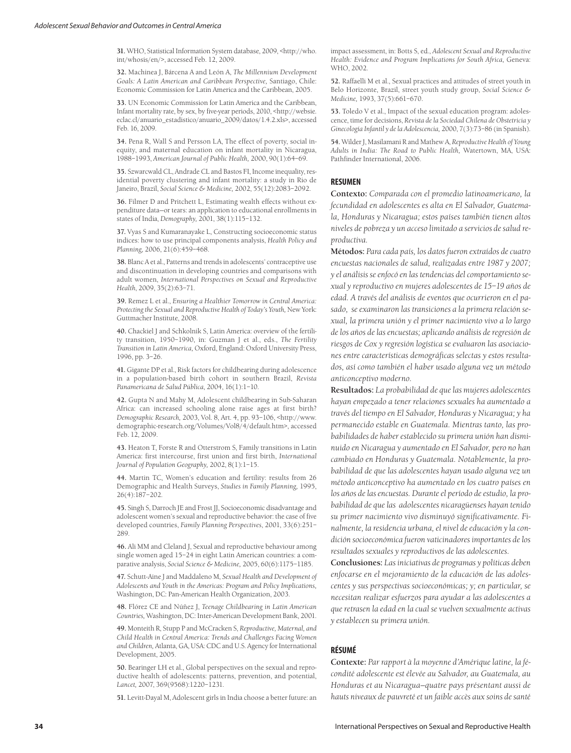**31.** WHO, Statistical Information System database, 2009, <http://who.int/whosis/en/>, accessed Feb. 12, 2009.

**32.** Machinea J, Bárcena A and León A, *The Millennium Development Goals: A Latin American and Caribbean Perspective,* Santiago, Chile: Economic Commission for Latin America and the Caribbean, 2005.

**33.** UN Economic Commission for Latin America and the Caribbean, Infant mortality rate, by sex, by five-year periods, 2010, <http://websie.eclac.cl/anuario_estadistico/anuario_2009/datos/1.4.2.xls>, accessed Feb. 16, 2009.

**34.** Pena R, Wall S and Persson LA, The effect of poverty, social inequity, and maternal education on infant mortality in Nicaragua, 1988–1993, *American Journal of Public Health,* 2000, 90(1):64–69.

**35.** Szwarcwald CL, Andrade CL and Bastos FI, Income inequality, residential poverty clustering and infant mortality: a study in Rio de Janeiro, Brazil, *Social Science & Medicine,* 2002, 55(12):2083–2092.

**36.** Filmer D and Pritchett L, Estimating wealth effects without expenditure data—or tears: an application to educational enrollments in states of India, *Demography,* 2001, 38(1):115–132.

**37.** Vyas S and Kumaranayake L, Constructing socioeconomic status indices: how to use principal components analysis, *Health Policy and Planning,* 2006, 21(6):459–468.

**38.** Blanc A et al., Patterns and trends in adolescents' contraceptive use and discontinuation in developing countries and comparisons with adult women, *International Perspectives on Sexual and Reproductive Health,* 2009, 35(2):63–71.

**39.** Remez L et al., *Ensuring a Healthier Tomorrow in Central America: Protecting the Sexual and Reproductive Health of Today's Youth,* New York: Guttmacher Institute, 2008.

**40.** Chackiel J and Schkolnik S, Latin America: overview of the fertility transition, 1950–1990, in: Guzman J et al., eds., *The Fertility Transition in Latin America,* Oxford, England: Oxford University Press, 1996, pp. 3–26.

**41.** Gigante DP et al., Risk factors for childbearing during adolescence in a population-based birth cohort in southern Brazil, *Revista Panamericana de Salud Pública,* 2004, 16(1):1–10.

**42.** Gupta N and Mahy M, Adolescent childbearing in Sub-Saharan Africa: can increased schooling alone raise ages at first birth? *Demographic Research,* 2003, Vol. 8, Art. 4, pp. 93–106, <http://www.demographic-research.org/Volumes/Vol8/4/default.htm>, accessed Feb. 12, 2009.

**43.** Heaton T, Forste R and Otterstrom S, Family transitions in Latin America: first intercourse, first union and first birth, *International Journal of Population Geography,* 2002, 8(1):1–15.

**44.** Martin TC, Women's education and fertility: results from 26 Demographic and Health Surveys, *Studies in Family Planning,* 1995, 26(4):187–202.

**45.** Singh S, Darroch JE and Frost JJ, Socioeconomic disadvantage and adolescent women's sexual and reproductive behavior: the case of five developed countries, *Family Planning Perspectives,* 2001, 33(6):251–289.

**46.** Ali MM and Cleland J, Sexual and reproductive behaviour among single women aged 15–24 in eight Latin American countries: a comparative analysis, *Social Science & Medicine,* 2005, 60(6):1175–1185.

**47.** Schutt-Aine J and Maddaleno M, *Sexual Health and Development of Adolescents and Youth in the Americas: Program and Policy Implications,* Washington, DC: Pan-American Health Organization, 2003.

**48.** Flórez CE and Núñez J, *Teenage Childbearing in Latin American Countries,* Washington, DC: Inter-American Development Bank, 2001.

**49.** Monteith R, Stupp P and McCracken S, *Reproductive, Maternal, and Child Health in Central America: Trends and Challenges Facing Women and Children,* Atlanta, GA, USA: CDC and U.S. Agency for International Development, 2005.

**50.** Bearinger LH et al., Global perspectives on the sexual and reproductive health of adolescents: patterns, prevention, and potential, *Lancet,* 2007, 369(9568):1220–1231.

**51.** Levitt-Dayal M, Adolescent girls in India choose a better future: an impact assessment, in: Botts S, ed., *Adolescent Sexual and Reproductive Health: Evidence and Program Implications for South Africa,* Geneva: WHO, 2002.

**52.** Raffaelli M et al., Sexual practices and attitudes of street youth in Belo Horizonte, Brazil, street youth study group, *Social Science & Medicine,* 1993, 37(5):661–670.

**53.** Toledo V et al., Impact of the sexual education program: adolescence, time for decisions, *Revista de la Sociedad Chilena de Obstetricia y Ginecología Infantil y de la Adolescencia,* 2000, 7(3):73–86 (in Spanish).

**54.** Wilder J, Masilamani R and Mathew A, *Reproductive Health of Young Adults in India: The Road to Public Health,* Watertown, MA, USA: Pathfinder International, 2006.

## RESUMEN

**Contexto:** *Comparada con el promedio latinoamericano, la fecundidad en adolescentes es alta en El Salvador, Guatemala, Honduras y Nicaragua; estos países también tienen altos niveles de pobreza y un acceso limitado a servicios de salud reproductiva.*

**Métodos:** *Para cada país, los datos fueron extraídos de cuatro encuestas nacionales de salud, realizadas entre 1987 y 2007; y el análisis se enfocó en las tendencias del comportamiento sexual y reproductivo en mujeres adolescentes de 15–19 años de edad. A través del análisis de eventos que ocurrieron en el pasado, se examinaron las transiciones a la primera relación sexual, la primera unión y el primer nacimiento vivo a lo largo de los años de las encuestas; aplicando análisis de regresión de riesgos de Cox y regresión logística se evaluaron las asociaciones entre características demográficas selectas y estos resultados, así como también el haber usado alguna vez un método anticonceptivo moderno.*

**Resultados:** *La probabilidad de que las mujeres adolescentes hayan empezado a tener relaciones sexuales ha aumentado a través del tiempo en El Salvador, Honduras y Nicaragua; y ha permanecido estable en Guatemala. Mientras tanto, las probabilidades de haber establecido su primera unión han disminuido en Nicaragua y aumentado en El Salvador, pero no han cambiado en Honduras y Guatemala. Notablemente, la probabilidad de que las adolescentes hayan usado alguna vez un método anticonceptivo ha aumentado en los cuatro países en los años de las encuestas. Durante el período de estudio, la probabilidad de que las adolescentes nicaragüenses hayan tenido su primer nacimiento vivo disminuyó significativamente. Finalmente, la residencia urbana, el nivel de educación y la condición socioeconómica fueron vaticinadores importantes de los resultados sexuales y reproductivos de las adolescentes.*

**Conclusiones:** *Las iniciativas de programas y políticas deben enfocarse en el mejoramiento de la educación de las adolescentes y sus perspectivas socioeconómicas; y, en particular, se necesitan realizar esfuerzos para ayudar a las adolescentes a que retrasen la edad en la cual se vuelven sexualmente activas y establecen su primera unión.*

## RÉSUMÉ

**Contexte:** *Par rapport à la moyenne d'Amérique latine, la fécondité adolescente est élevée au Salvador, au Guatemala, au Honduras et au Nicaragua—quatre pays présentant aussi de hauts niveaux de pauvreté et un faible accès aux soins de santé*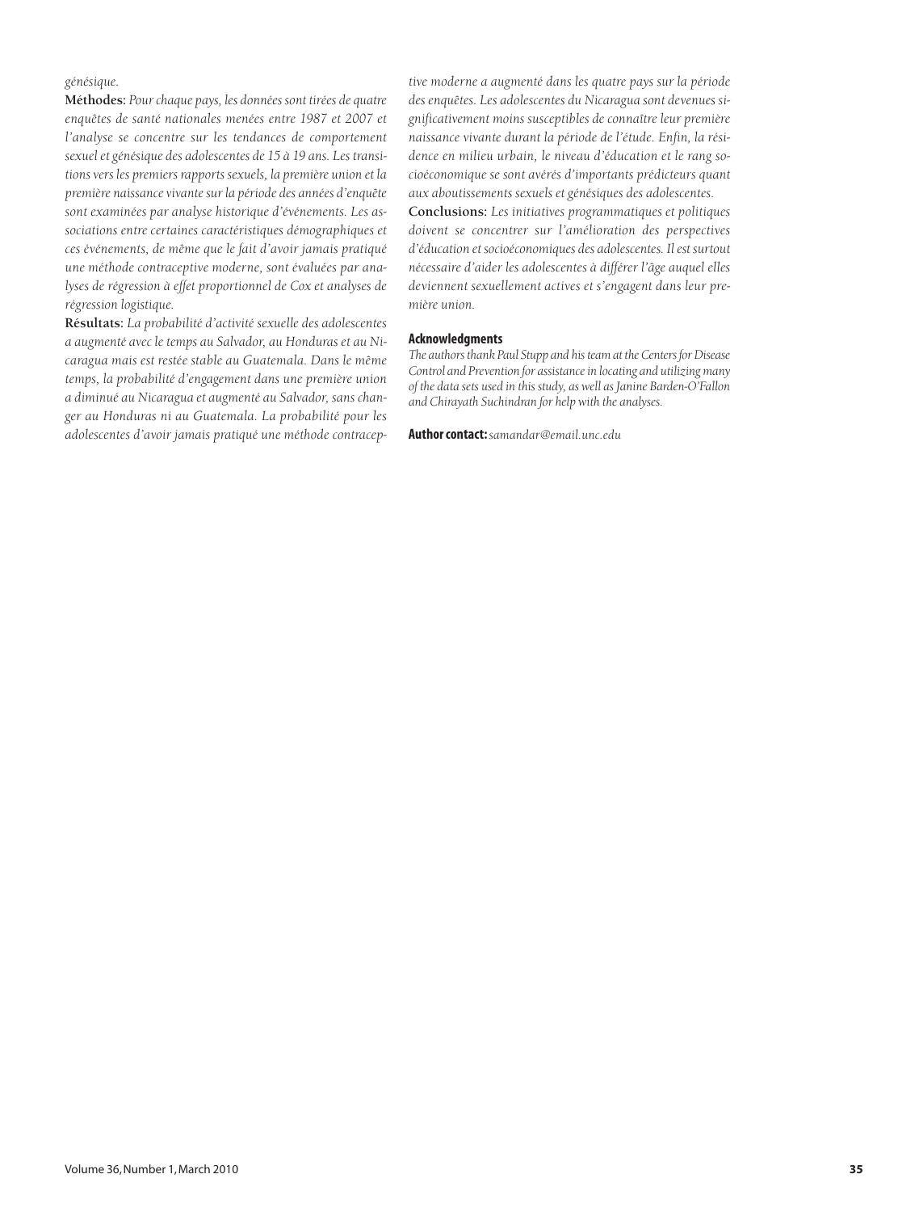*génésique.*

**Méthodes:** *Pour chaque pays, les données sont tirées de quatre enquêtes de santé nationales menées entre 1987 et 2007 et l'analyse se concentre sur les tendances de comportement sexuel et génésique des adolescentes de 15 à 19 ans. Les transitions vers les premiers rapports sexuels, la première union et la première naissance vivante sur la période des années d'enquête sont examinées par analyse historique d'événements. Les associations entre certaines caractéristiques démographiques et ces événements, de même que le fait d'avoir jamais pratiqué une méthode contraceptive moderne, sont évaluées par analyses de régression à effet proportionnel de Cox et analyses de régression logistique.*

**Résultats:** *La probabilité d'activité sexuelle des adolescentes a augmenté avec le temps au Salvador, au Honduras et au Nicaragua mais est restée stable au Guatemala. Dans le même temps, la probabilité d'engagement dans une première union a diminué au Nicaragua et augmenté au Salvador, sans changer au Honduras ni au Guatemala. La probabilité pour les adolescentes d'avoir jamais pratiqué une méthode contraceptive moderne a augmenté dans les quatre pays sur la période des enquêtes. Les adolescentes du Nicaragua sont devenues significativement moins susceptibles de connaître leur première naissance vivante durant la période de l'étude. Enfin, la résidence en milieu urbain, le niveau d'éducation et le rang socioéconomique se sont avérés d'importants prédicteurs quant aux aboutissements sexuels et génésiques des adolescentes.*

**Conclusions:** *Les initiatives programmatiques et politiques doivent se concentrer sur l'amélioration des perspectives d'éducation et socioéconomiques des adolescentes. Il est surtout nécessaire d'aider les adolescentes à différer l'âge auquel elles deviennent sexuellement actives et s'engagent dans leur première union.*

#### Acknowledgments

*The authors thank Paul Stupp and his team at the Centers for Disease Control and Prevention for assistance in locating and utilizing many of the data sets used in this study, as well as Janine Barden-O'Fallon and Chirayath Suchindran for help with the analyses.*

**Author contact:** *samandar@email.unc.edu*